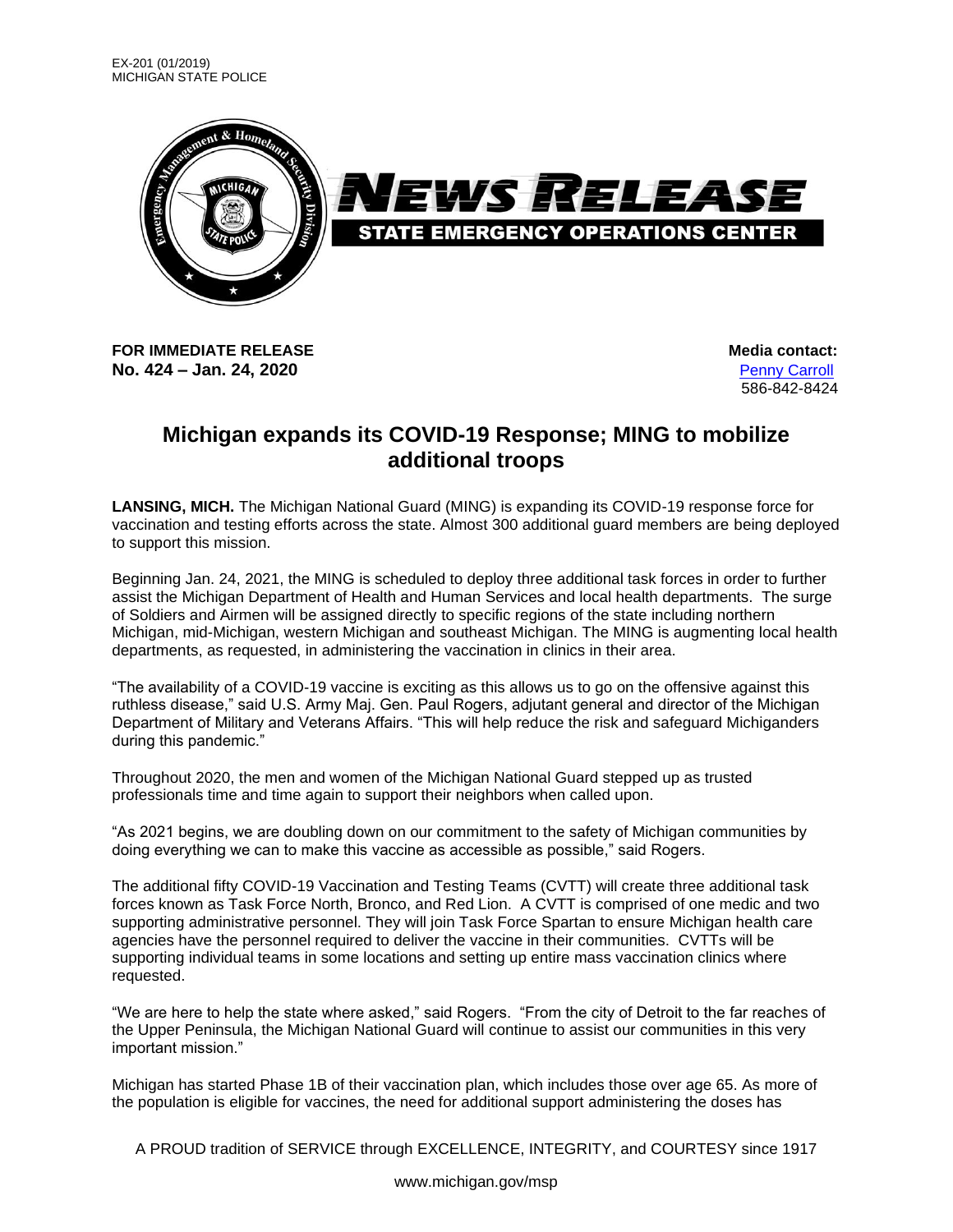EX-201 (01/2019)
MICHIGAN STATE POLICE

# NEWS RELEASE
## STATE EMERGENCY OPERATIONS CENTER

**FOR IMMEDIATE RELEASE**
**No. 424 – Jan. 24, 2020**

**Media contact:**
[Penny Carroll]
586-842-8424

# Michigan expands its COVID-19 Response; MING to mobilize additional troops

**LANSING, MICH.** The Michigan National Guard (MING) is expanding its COVID-19 response force for vaccination and testing efforts across the state. Almost 300 additional guard members are being deployed to support this mission.

Beginning Jan. 24, 2021, the MING is scheduled to deploy three additional task forces in order to further assist the Michigan Department of Health and Human Services and local health departments. The surge of Soldiers and Airmen will be assigned directly to specific regions of the state including northern Michigan, mid-Michigan, western Michigan and southeast Michigan. The MING is augmenting local health departments, as requested, in administering the vaccination in clinics in their area.

"The availability of a COVID-19 vaccine is exciting as this allows us to go on the offensive against this ruthless disease," said U.S. Army Maj. Gen. Paul Rogers, adjutant general and director of the Michigan Department of Military and Veterans Affairs. "This will help reduce the risk and safeguard Michiganders during this pandemic."

Throughout 2020, the men and women of the Michigan National Guard stepped up as trusted professionals time and time again to support their neighbors when called upon.

"As 2021 begins, we are doubling down on our commitment to the safety of Michigan communities by doing everything we can to make this vaccine as accessible as possible," said Rogers.

The additional fifty COVID-19 Vaccination and Testing Teams (CVTT) will create three additional task forces known as Task Force North, Bronco, and Red Lion. A CVTT is comprised of one medic and two supporting administrative personnel. They will join Task Force Spartan to ensure Michigan health care agencies have the personnel required to deliver the vaccine in their communities. CVTTs will be supporting individual teams in some locations and setting up entire mass vaccination clinics where requested.

"We are here to help the state where asked," said Rogers. "From the city of Detroit to the far reaches of the Upper Peninsula, the Michigan National Guard will continue to assist our communities in this very important mission."

Michigan has started Phase 1B of their vaccination plan, which includes those over age 65. As more of the population is eligible for vaccines, the need for additional support administering the doses has

A PROUD tradition of SERVICE through EXCELLENCE, INTEGRITY, and COURTESY since 1917

www.michigan.gov/msp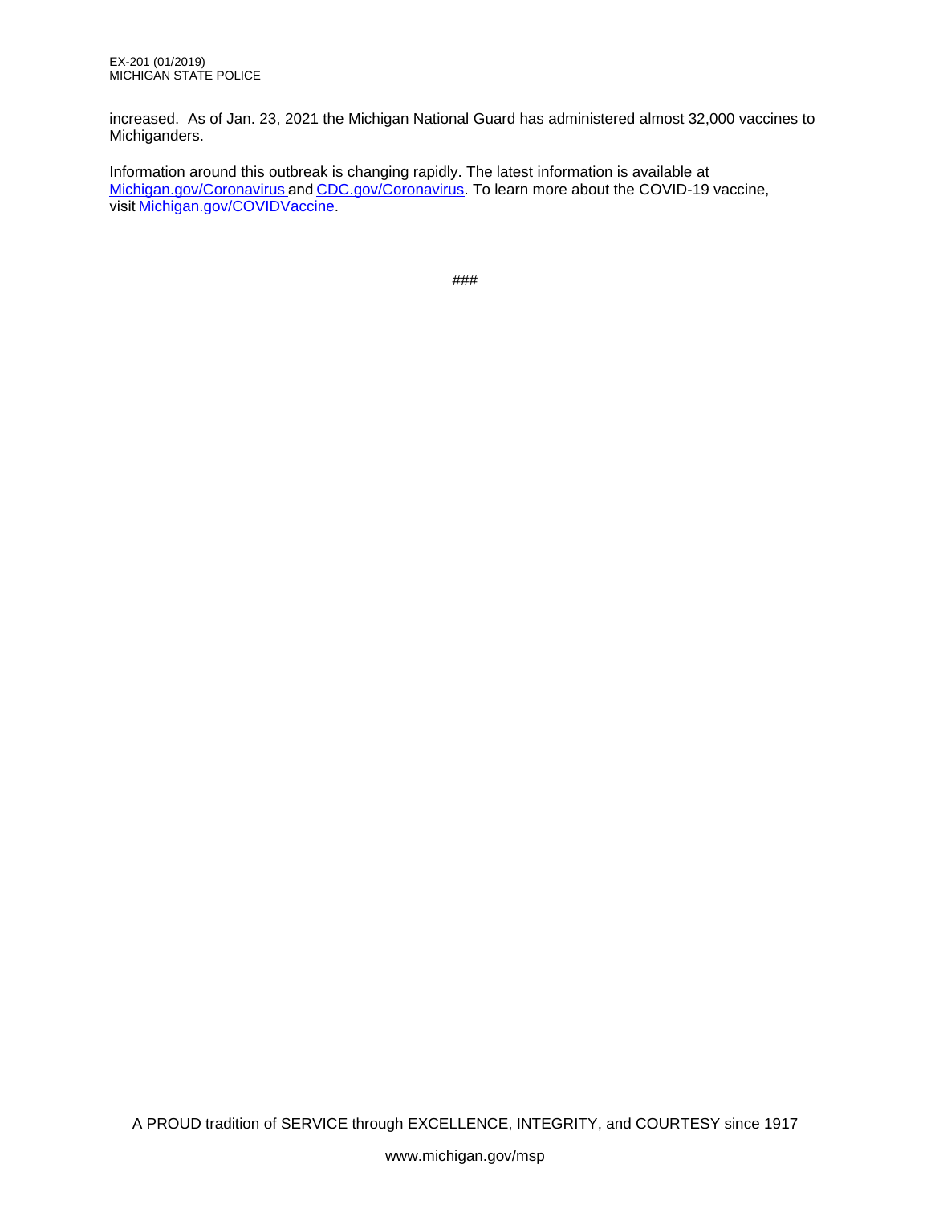increased. As of Jan. 23, 2021 the Michigan National Guard has administered almost 32,000 vaccines to Michiganders.

Information around this outbreak is changing rapidly. The latest information is available at Michigan.gov/Coronavirus and CDC.gov/Coronavirus. To learn more about the COVID-19 vaccine, visit Michigan.gov/COVIDVaccine.

###